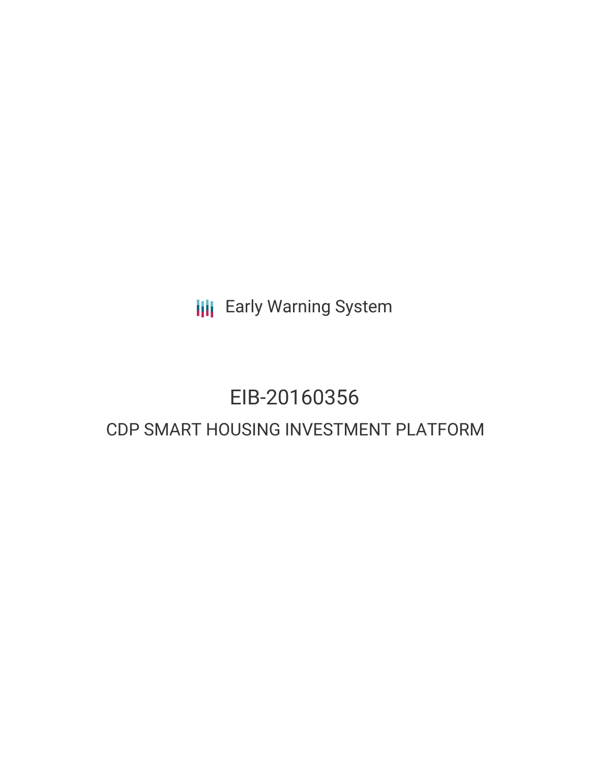Early Warning System

# EIB-20160356

## CDP SMART HOUSING INVESTMENT PLATFORM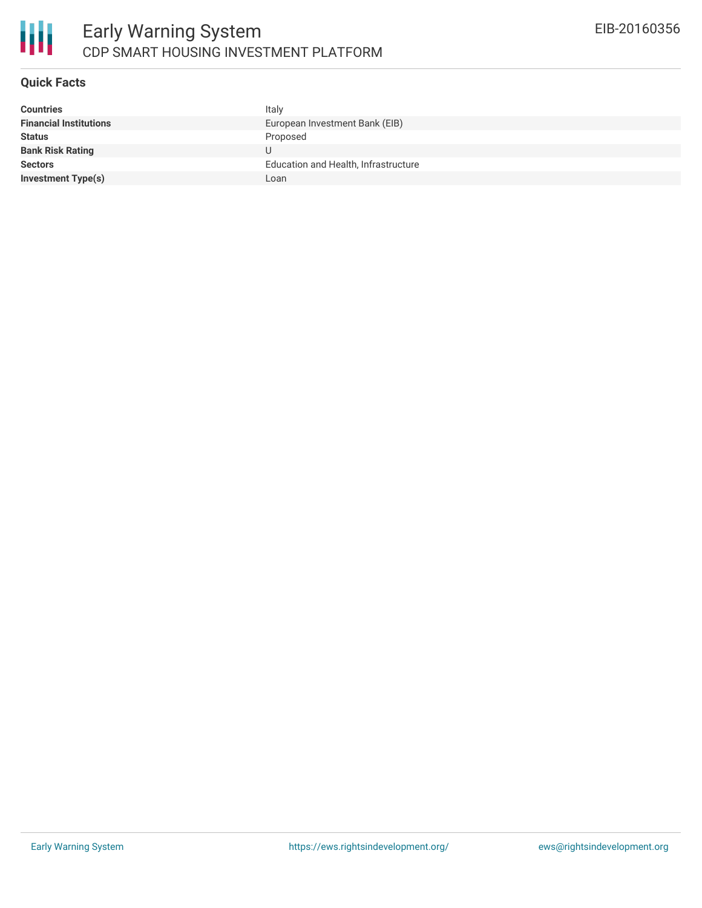# Early Warning System

## CDP SMART HOUSING INVESTMENT PLATFORM

EIB-20160356

### Quick Facts

| | |
|---|---|
| **Countries** | Italy |
| **Financial Institutions** | European Investment Bank (EIB) |
| **Status** | Proposed |
| **Bank Risk Rating** | U |
| **Sectors** | Education and Health, Infrastructure |
| **Investment Type(s)** | Loan |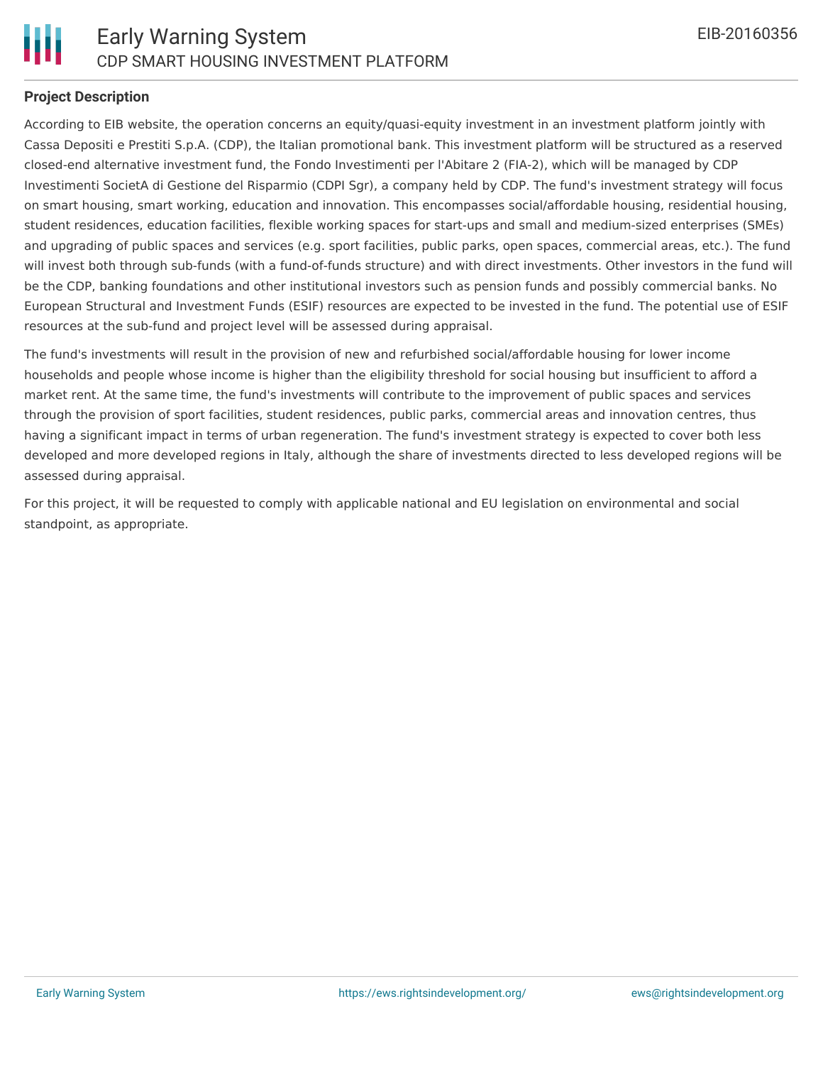## Project Description

According to EIB website, the operation concerns an equity/quasi-equity investment in an investment platform jointly with Cassa Depositi e Prestiti S.p.A. (CDP), the Italian promotional bank. This investment platform will be structured as a reserved closed-end alternative investment fund, the Fondo Investimenti per l'Abitare 2 (FIA-2), which will be managed by CDP Investimenti SocietA di Gestione del Risparmio (CDPI Sgr), a company held by CDP. The fund's investment strategy will focus on smart housing, smart working, education and innovation. This encompasses social/affordable housing, residential housing, student residences, education facilities, flexible working spaces for start-ups and small and medium-sized enterprises (SMEs) and upgrading of public spaces and services (e.g. sport facilities, public parks, open spaces, commercial areas, etc.). The fund will invest both through sub-funds (with a fund-of-funds structure) and with direct investments. Other investors in the fund will be the CDP, banking foundations and other institutional investors such as pension funds and possibly commercial banks. No European Structural and Investment Funds (ESIF) resources are expected to be invested in the fund. The potential use of ESIF resources at the sub-fund and project level will be assessed during appraisal.

The fund's investments will result in the provision of new and refurbished social/affordable housing for lower income households and people whose income is higher than the eligibility threshold for social housing but insufficient to afford a market rent. At the same time, the fund's investments will contribute to the improvement of public spaces and services through the provision of sport facilities, student residences, public parks, commercial areas and innovation centres, thus having a significant impact in terms of urban regeneration. The fund's investment strategy is expected to cover both less developed and more developed regions in Italy, although the share of investments directed to less developed regions will be assessed during appraisal.

For this project, it will be requested to comply with applicable national and EU legislation on environmental and social standpoint, as appropriate.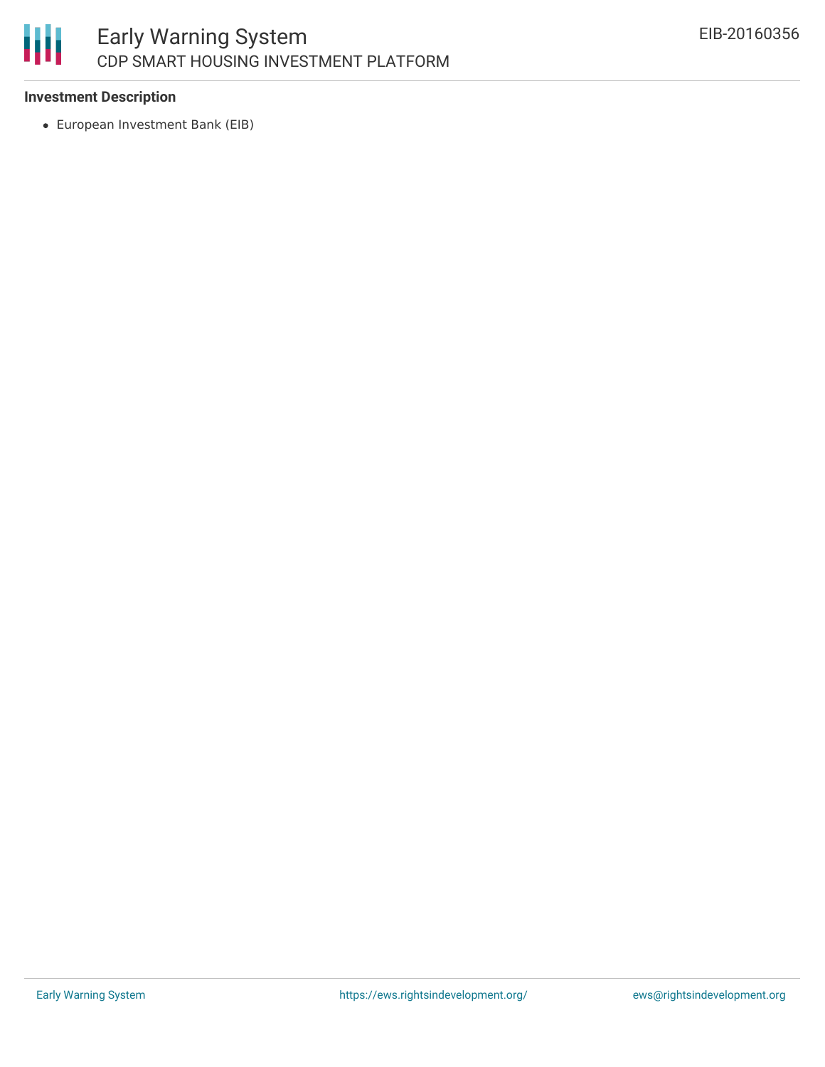**Investment Description**

- European Investment Bank (EIB)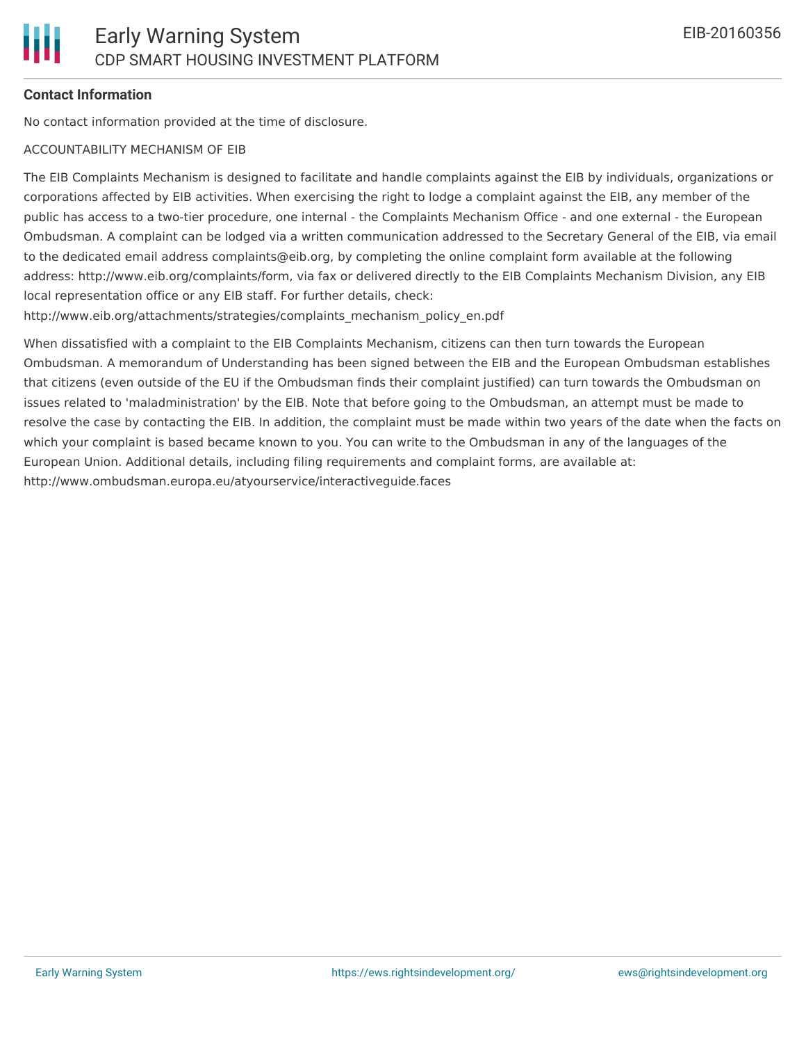**Contact Information**

No contact information provided at the time of disclosure.

ACCOUNTABILITY MECHANISM OF EIB

The EIB Complaints Mechanism is designed to facilitate and handle complaints against the EIB by individuals, organizations or corporations affected by EIB activities. When exercising the right to lodge a complaint against the EIB, any member of the public has access to a two-tier procedure, one internal - the Complaints Mechanism Office - and one external - the European Ombudsman. A complaint can be lodged via a written communication addressed to the Secretary General of the EIB, via email to the dedicated email address complaints@eib.org, by completing the online complaint form available at the following address: http://www.eib.org/complaints/form, via fax or delivered directly to the EIB Complaints Mechanism Division, any EIB local representation office or any EIB staff. For further details, check: http://www.eib.org/attachments/strategies/complaints_mechanism_policy_en.pdf

When dissatisfied with a complaint to the EIB Complaints Mechanism, citizens can then turn towards the European Ombudsman. A memorandum of Understanding has been signed between the EIB and the European Ombudsman establishes that citizens (even outside of the EU if the Ombudsman finds their complaint justified) can turn towards the Ombudsman on issues related to 'maladministration' by the EIB. Note that before going to the Ombudsman, an attempt must be made to resolve the case by contacting the EIB. In addition, the complaint must be made within two years of the date when the facts on which your complaint is based became known to you. You can write to the Ombudsman in any of the languages of the European Union. Additional details, including filing requirements and complaint forms, are available at: http://www.ombudsman.europa.eu/atyourservice/interactiveguide.faces